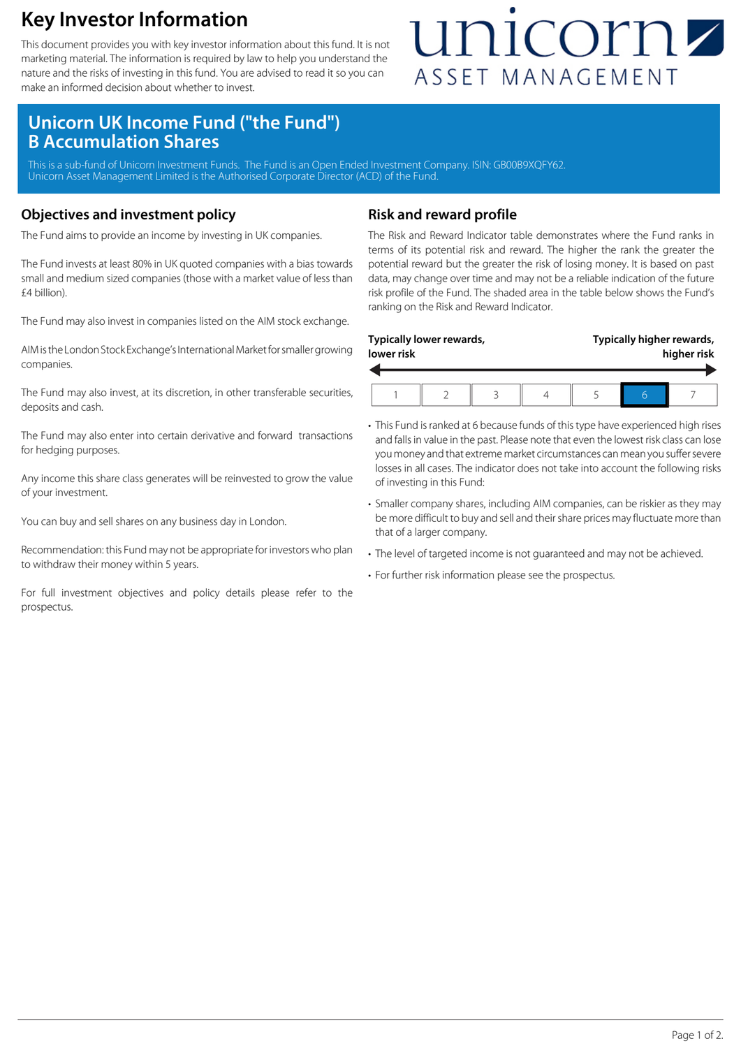# Key Investor Information

This document provides you with key investor information about this fund. It is not marketing material. The information is required by law to help you understand the nature and the risks of investing in this fund. You are advised to read it so you can make an informed decision about whether to invest.

unicorn ASSET MANAGEMENT

## Unicorn UK Income Fund ("the Fund")
## B Accumulation Shares

This is a sub-fund of Unicorn Investment Funds. The Fund is an Open Ended Investment Company. ISIN: GB00B9XQFY62.
Unicorn Asset Management Limited is the Authorised Corporate Director (ACD) of the Fund.

## Objectives and investment policy

The Fund aims to provide an income by investing in UK companies.

The Fund invests at least 80% in UK quoted companies with a bias towards small and medium sized companies (those with a market value of less than £4 billion).

The Fund may also invest in companies listed on the AIM stock exchange.

AIM is the London Stock Exchange's International Market for smaller growing companies.

The Fund may also invest, at its discretion, in other transferable securities, deposits and cash.

The Fund may also enter into certain derivative and forward transactions for hedging purposes.

Any income this share class generates will be reinvested to grow the value of your investment.

You can buy and sell shares on any business day in London.

Recommendation: this Fund may not be appropriate for investors who plan to withdraw their money within 5 years.

For full investment objectives and policy details please refer to the prospectus.

## Risk and reward profile

The Risk and Reward Indicator table demonstrates where the Fund ranks in terms of its potential risk and reward. The higher the rank the greater the potential reward but the greater the risk of losing money. It is based on past data, may change over time and may not be a reliable indication of the future risk profile of the Fund. The shaded area in the table below shows the Fund's ranking on the Risk and Reward Indicator.

**Typically lower rewards, lower risk** ← → **Typically higher rewards, higher risk**

| 1 | 2 | 3 | 4 | 5 | **6** | 7 |
|---|---|---|---|---|---|---|

- This Fund is ranked at 6 because funds of this type have experienced high rises and falls in value in the past. Please note that even the lowest risk class can lose you money and that extreme market circumstances can mean you suffer severe losses in all cases. The indicator does not take into account the following risks of investing in this Fund:
- Smaller company shares, including AIM companies, can be riskier as they may be more difficult to buy and sell and their share prices may fluctuate more than that of a larger company.
- The level of targeted income is not guaranteed and may not be achieved.
- For further risk information please see the prospectus.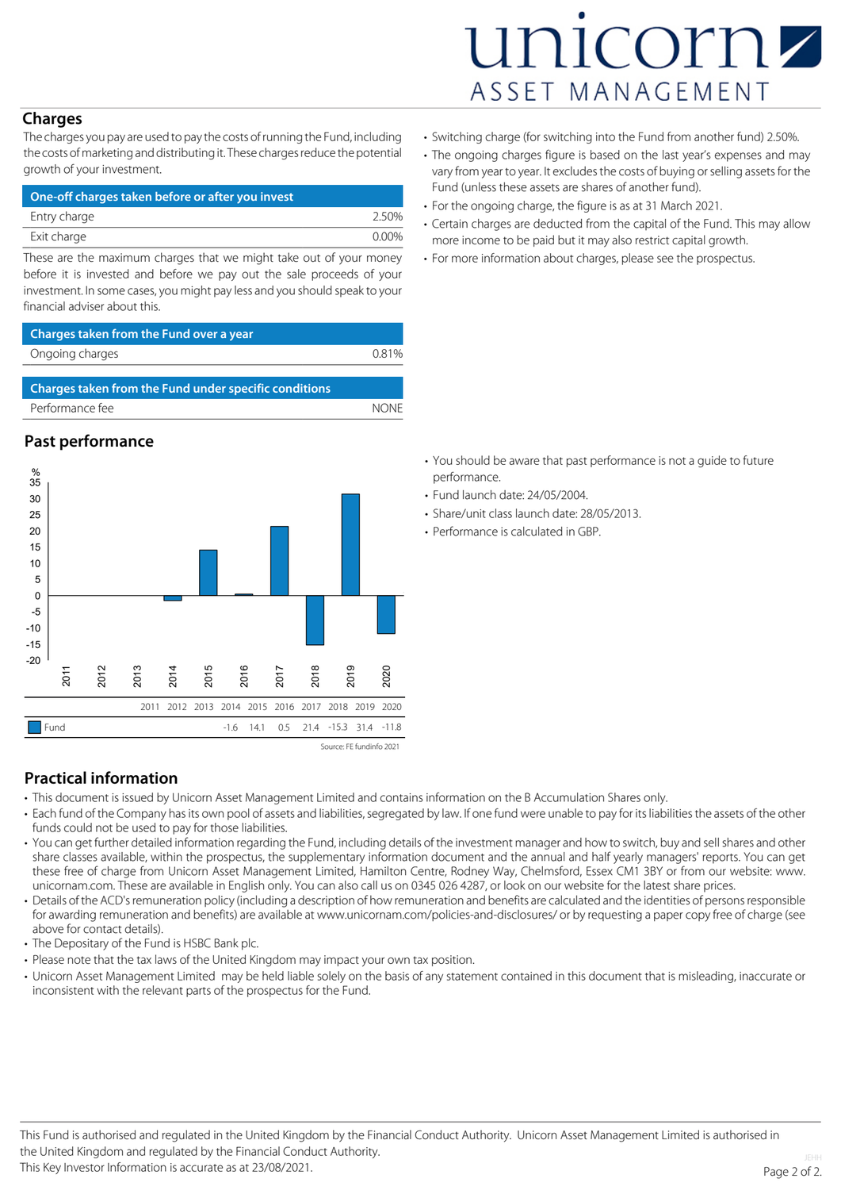## Charges

The charges you pay are used to pay the costs of running the Fund, including the costs of marketing and distributing it. These charges reduce the potential growth of your investment.

| One-off charges taken before or after you invest | |
|---|---|
| Entry charge | 2.50% |
| Exit charge | 0.00% |

These are the maximum charges that we might take out of your money before it is invested and before we pay out the sale proceeds of your investment. In some cases, you might pay less and you should speak to your financial adviser about this.

| Charges taken from the Fund over a year | |
|---|---|
| Ongoing charges | 0.81% |

| Charges taken from the Fund under specific conditions | |
|---|---|
| Performance fee | NONE |

- Switching charge (for switching into the Fund from another fund) 2.50%.
- The ongoing charges figure is based on the last year's expenses and may vary from year to year. It excludes the costs of buying or selling assets for the Fund (unless these assets are shares of another fund).
- For the ongoing charge, the figure is as at 31 March 2021.
- Certain charges are deducted from the capital of the Fund. This may allow more income to be paid but it may also restrict capital growth.
- For more information about charges, please see the prospectus.

## Past performance

%
35
30
25
20
15
10
5
0
-5
-10
-15
-20

2011 2012 2013 2014 2015 2016 2017 2018 2019 2020

| | 2011 | 2012 | 2013 | 2014 | 2015 | 2016 | 2017 | 2018 | 2019 | 2020 |
|---|---|---|---|---|---|---|---|---|---|---|
| Fund | | | | -1.6 | 14.1 | 0.5 | 21.4 | -15.3 | 31.4 | -11.8 |

Source: FE fundinfo 2021

- You should be aware that past performance is not a guide to future performance.
- Fund launch date: 24/05/2004.
- Share/unit class launch date: 28/05/2013.
- Performance is calculated in GBP.

## Practical information

- This document is issued by Unicorn Asset Management Limited and contains information on the B Accumulation Shares only.
- Each fund of the Company has its own pool of assets and liabilities, segregated by law. If one fund were unable to pay for its liabilities the assets of the other funds could not be used to pay for those liabilities.
- You can get further detailed information regarding the Fund, including details of the investment manager and how to switch, buy and sell shares and other share classes available, within the prospectus, the supplementary information document and the annual and half yearly managers' reports. You can get these free of charge from Unicorn Asset Management Limited, Hamilton Centre, Rodney Way, Chelmsford, Essex CM1 3BY or from our website: www.unicornam.com. These are available in English only. You can also call us on 0345 026 4287, or look on our website for the latest share prices.
- Details of the ACD's remuneration policy (including a description of how remuneration and benefits are calculated and the identities of persons responsible for awarding remuneration and benefits) are available at www.unicornam.com/policies-and-disclosures/ or by requesting a paper copy free of charge (see above for contact details).
- The Depositary of the Fund is HSBC Bank plc.
- Please note that the tax laws of the United Kingdom may impact your own tax position.
- Unicorn Asset Management Limited may be held liable solely on the basis of any statement contained in this document that is misleading, inaccurate or inconsistent with the relevant parts of the prospectus for the Fund.

This Fund is authorised and regulated in the United Kingdom by the Financial Conduct Authority. Unicorn Asset Management Limited is authorised in the United Kingdom and regulated by the Financial Conduct Authority.
This Key Investor Information is accurate as at 23/08/2021.